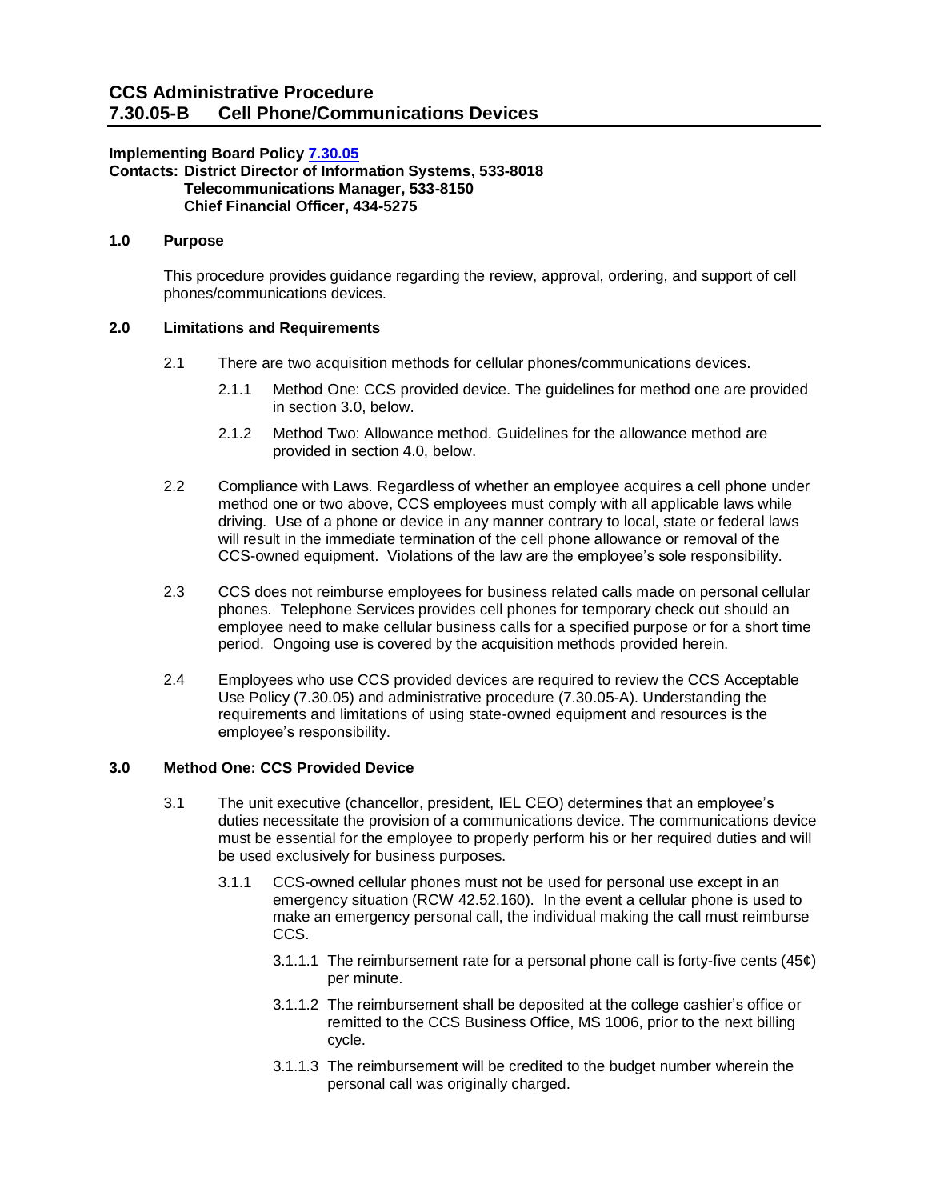# CCS Administrative Procedure
# 7.30.05-B Cell Phone/Communications Devices

**Implementing Board Policy [7.30.05]**
**Contacts: District Director of Information Systems, 533-8018**
**Telecommunications Manager, 533-8150**
**Chief Financial Officer, 434-5275**

## 1.0 Purpose

This procedure provides guidance regarding the review, approval, ordering, and support of cell phones/communications devices.

## 2.0 Limitations and Requirements

2.1 There are two acquisition methods for cellular phones/communications devices.

2.1.1 Method One: CCS provided device. The guidelines for method one are provided in section 3.0, below.

2.1.2 Method Two: Allowance method. Guidelines for the allowance method are provided in section 4.0, below.

2.2 Compliance with Laws. Regardless of whether an employee acquires a cell phone under method one or two above, CCS employees must comply with all applicable laws while driving. Use of a phone or device in any manner contrary to local, state or federal laws will result in the immediate termination of the cell phone allowance or removal of the CCS-owned equipment. Violations of the law are the employee's sole responsibility.

2.3 CCS does not reimburse employees for business related calls made on personal cellular phones. Telephone Services provides cell phones for temporary check out should an employee need to make cellular business calls for a specified purpose or for a short time period. Ongoing use is covered by the acquisition methods provided herein.

2.4 Employees who use CCS provided devices are required to review the CCS Acceptable Use Policy (7.30.05) and administrative procedure (7.30.05-A). Understanding the requirements and limitations of using state-owned equipment and resources is the employee's responsibility.

## 3.0 Method One: CCS Provided Device

3.1 The unit executive (chancellor, president, IEL CEO) determines that an employee's duties necessitate the provision of a communications device. The communications device must be essential for the employee to properly perform his or her required duties and will be used exclusively for business purposes.

3.1.1 CCS-owned cellular phones must not be used for personal use except in an emergency situation (RCW 42.52.160). In the event a cellular phone is used to make an emergency personal call, the individual making the call must reimburse CCS.

3.1.1.1 The reimbursement rate for a personal phone call is forty-five cents (45¢) per minute.

3.1.1.2 The reimbursement shall be deposited at the college cashier's office or remitted to the CCS Business Office, MS 1006, prior to the next billing cycle.

3.1.1.3 The reimbursement will be credited to the budget number wherein the personal call was originally charged.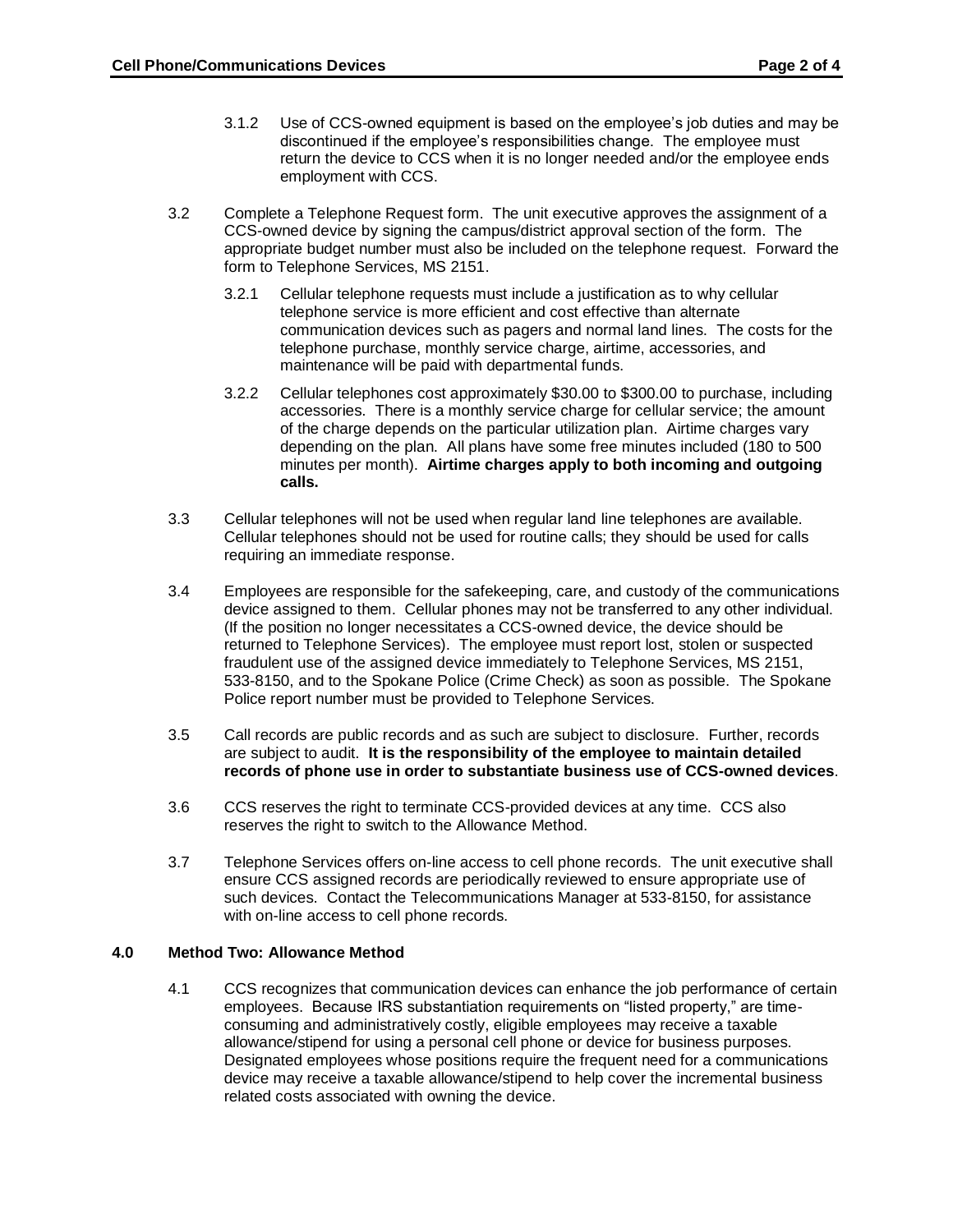3.1.2 Use of CCS-owned equipment is based on the employee's job duties and may be discontinued if the employee's responsibilities change. The employee must return the device to CCS when it is no longer needed and/or the employee ends employment with CCS.

3.2 Complete a Telephone Request form. The unit executive approves the assignment of a CCS-owned device by signing the campus/district approval section of the form. The appropriate budget number must also be included on the telephone request. Forward the form to Telephone Services, MS 2151.

3.2.1 Cellular telephone requests must include a justification as to why cellular telephone service is more efficient and cost effective than alternate communication devices such as pagers and normal land lines. The costs for the telephone purchase, monthly service charge, airtime, accessories, and maintenance will be paid with departmental funds.

3.2.2 Cellular telephones cost approximately $30.00 to $300.00 to purchase, including accessories. There is a monthly service charge for cellular service; the amount of the charge depends on the particular utilization plan. Airtime charges vary depending on the plan. All plans have some free minutes included (180 to 500 minutes per month). **Airtime charges apply to both incoming and outgoing calls.**

3.3 Cellular telephones will not be used when regular land line telephones are available. Cellular telephones should not be used for routine calls; they should be used for calls requiring an immediate response.

3.4 Employees are responsible for the safekeeping, care, and custody of the communications device assigned to them. Cellular phones may not be transferred to any other individual. (If the position no longer necessitates a CCS-owned device, the device should be returned to Telephone Services). The employee must report lost, stolen or suspected fraudulent use of the assigned device immediately to Telephone Services, MS 2151, 533-8150, and to the Spokane Police (Crime Check) as soon as possible. The Spokane Police report number must be provided to Telephone Services.

3.5 Call records are public records and as such are subject to disclosure. Further, records are subject to audit. **It is the responsibility of the employee to maintain detailed records of phone use in order to substantiate business use of CCS-owned devices**.

3.6 CCS reserves the right to terminate CCS-provided devices at any time. CCS also reserves the right to switch to the Allowance Method.

3.7 Telephone Services offers on-line access to cell phone records. The unit executive shall ensure CCS assigned records are periodically reviewed to ensure appropriate use of such devices. Contact the Telecommunications Manager at 533-8150, for assistance with on-line access to cell phone records.

## 4.0 Method Two: Allowance Method

4.1 CCS recognizes that communication devices can enhance the job performance of certain employees. Because IRS substantiation requirements on "listed property," are time-consuming and administratively costly, eligible employees may receive a taxable allowance/stipend for using a personal cell phone or device for business purposes. Designated employees whose positions require the frequent need for a communications device may receive a taxable allowance/stipend to help cover the incremental business related costs associated with owning the device.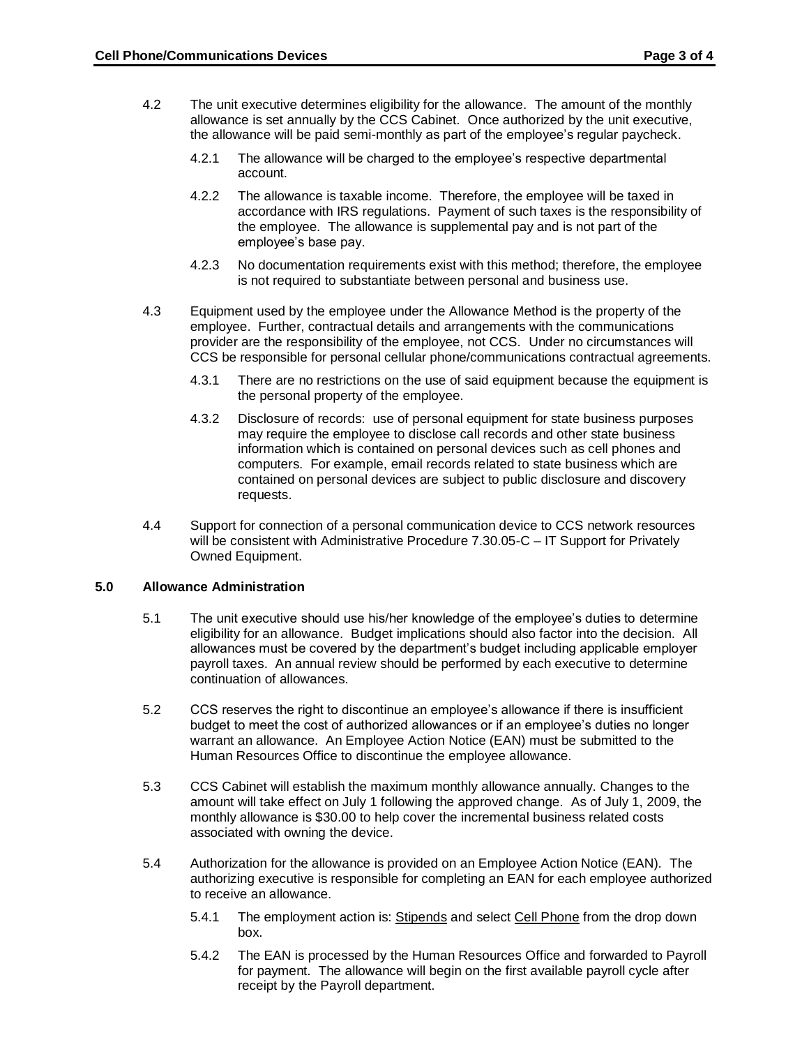4.2 The unit executive determines eligibility for the allowance. The amount of the monthly allowance is set annually by the CCS Cabinet. Once authorized by the unit executive, the allowance will be paid semi-monthly as part of the employee's regular paycheck.

4.2.1 The allowance will be charged to the employee's respective departmental account.

4.2.2 The allowance is taxable income. Therefore, the employee will be taxed in accordance with IRS regulations. Payment of such taxes is the responsibility of the employee. The allowance is supplemental pay and is not part of the employee's base pay.

4.2.3 No documentation requirements exist with this method; therefore, the employee is not required to substantiate between personal and business use.

4.3 Equipment used by the employee under the Allowance Method is the property of the employee. Further, contractual details and arrangements with the communications provider are the responsibility of the employee, not CCS. Under no circumstances will CCS be responsible for personal cellular phone/communications contractual agreements.

4.3.1 There are no restrictions on the use of said equipment because the equipment is the personal property of the employee.

4.3.2 Disclosure of records: use of personal equipment for state business purposes may require the employee to disclose call records and other state business information which is contained on personal devices such as cell phones and computers. For example, email records related to state business which are contained on personal devices are subject to public disclosure and discovery requests.

4.4 Support for connection of a personal communication device to CCS network resources will be consistent with Administrative Procedure 7.30.05-C – IT Support for Privately Owned Equipment.

## 5.0 Allowance Administration

5.1 The unit executive should use his/her knowledge of the employee's duties to determine eligibility for an allowance. Budget implications should also factor into the decision. All allowances must be covered by the department's budget including applicable employer payroll taxes. An annual review should be performed by each executive to determine continuation of allowances.

5.2 CCS reserves the right to discontinue an employee's allowance if there is insufficient budget to meet the cost of authorized allowances or if an employee's duties no longer warrant an allowance. An Employee Action Notice (EAN) must be submitted to the Human Resources Office to discontinue the employee allowance.

5.3 CCS Cabinet will establish the maximum monthly allowance annually. Changes to the amount will take effect on July 1 following the approved change. As of July 1, 2009, the monthly allowance is $30.00 to help cover the incremental business related costs associated with owning the device.

5.4 Authorization for the allowance is provided on an Employee Action Notice (EAN). The authorizing executive is responsible for completing an EAN for each employee authorized to receive an allowance.

5.4.1 The employment action is: Stipends and select Cell Phone from the drop down box.

5.4.2 The EAN is processed by the Human Resources Office and forwarded to Payroll for payment. The allowance will begin on the first available payroll cycle after receipt by the Payroll department.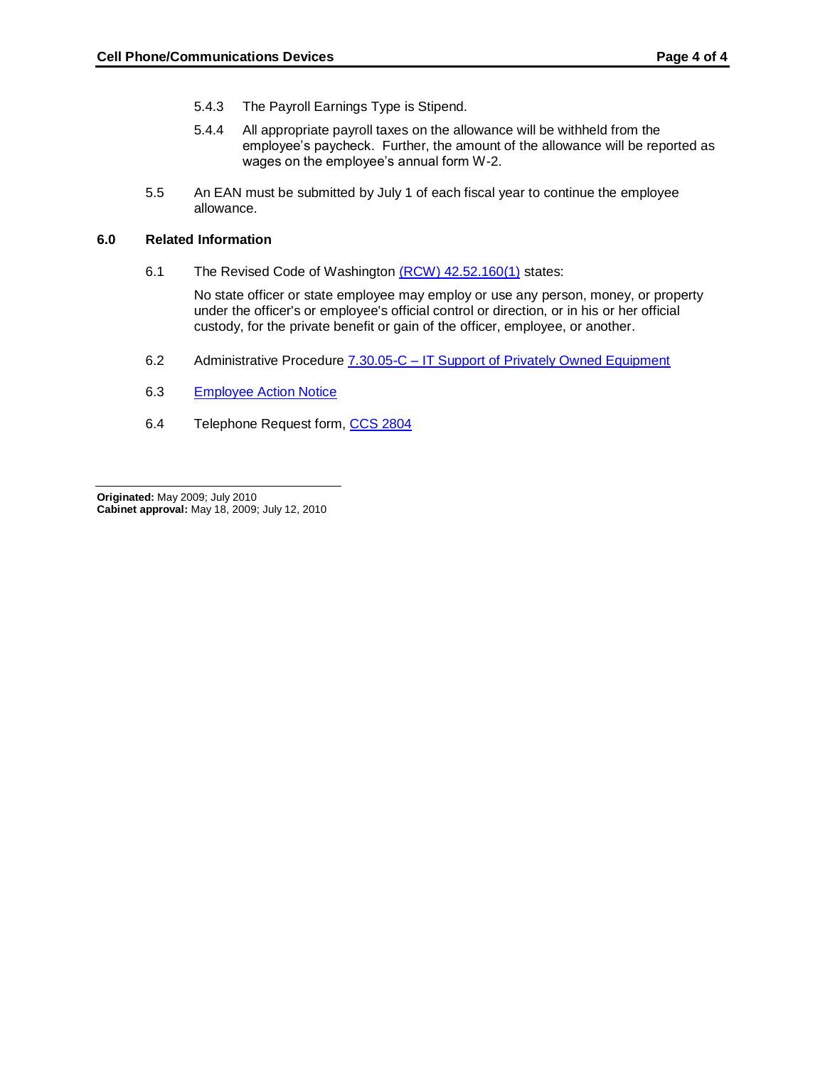5.4.3 The Payroll Earnings Type is Stipend.

5.4.4 All appropriate payroll taxes on the allowance will be withheld from the employee's paycheck. Further, the amount of the allowance will be reported as wages on the employee's annual form W-2.

5.5 An EAN must be submitted by July 1 of each fiscal year to continue the employee allowance.

## 6.0 Related Information

6.1 The Revised Code of Washington (RCW) 42.52.160(1) states:

No state officer or state employee may employ or use any person, money, or property under the officer's or employee's official control or direction, or in his or her official custody, for the private benefit or gain of the officer, employee, or another.

6.2 Administrative Procedure 7.30.05-C – IT Support of Privately Owned Equipment

6.3 Employee Action Notice

6.4 Telephone Request form, CCS 2804

---

**Originated:** May 2009; July 2010
**Cabinet approval:** May 18, 2009; July 12, 2010